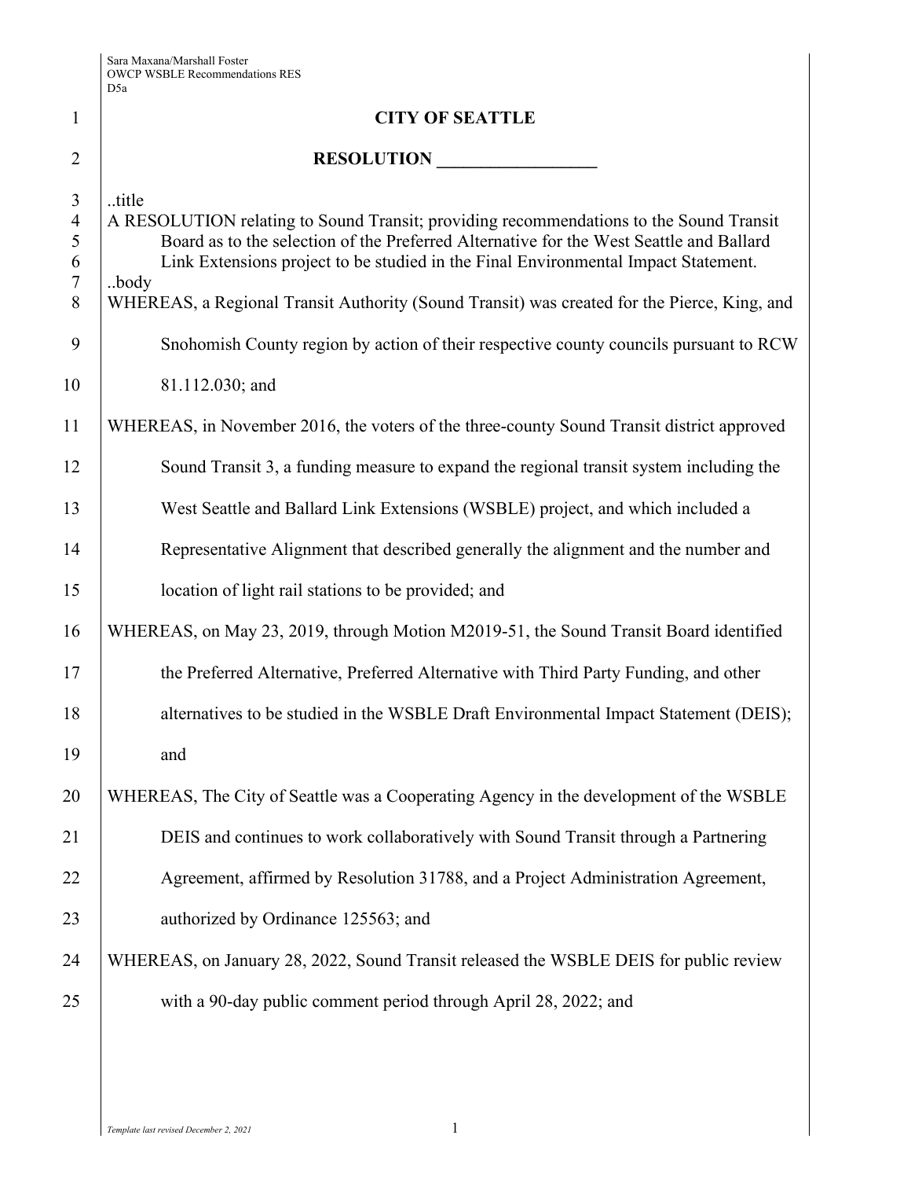# CITY OF SEATTLE

## RESOLUTION __________________

..title
A RESOLUTION relating to Sound Transit; providing recommendations to the Sound Transit Board as to the selection of the Preferred Alternative for the West Seattle and Ballard Link Extensions project to be studied in the Final Environmental Impact Statement.
..body

WHEREAS, a Regional Transit Authority (Sound Transit) was created for the Pierce, King, and Snohomish County region by action of their respective county councils pursuant to RCW 81.112.030; and

WHEREAS, in November 2016, the voters of the three-county Sound Transit district approved Sound Transit 3, a funding measure to expand the regional transit system including the West Seattle and Ballard Link Extensions (WSBLE) project, and which included a Representative Alignment that described generally the alignment and the number and location of light rail stations to be provided; and

WHEREAS, on May 23, 2019, through Motion M2019-51, the Sound Transit Board identified the Preferred Alternative, Preferred Alternative with Third Party Funding, and other alternatives to be studied in the WSBLE Draft Environmental Impact Statement (DEIS); and

WHEREAS, The City of Seattle was a Cooperating Agency in the development of the WSBLE DEIS and continues to work collaboratively with Sound Transit through a Partnering Agreement, affirmed by Resolution 31788, and a Project Administration Agreement, authorized by Ordinance 125563; and

WHEREAS, on January 28, 2022, Sound Transit released the WSBLE DEIS for public review with a 90-day public comment period through April 28, 2022; and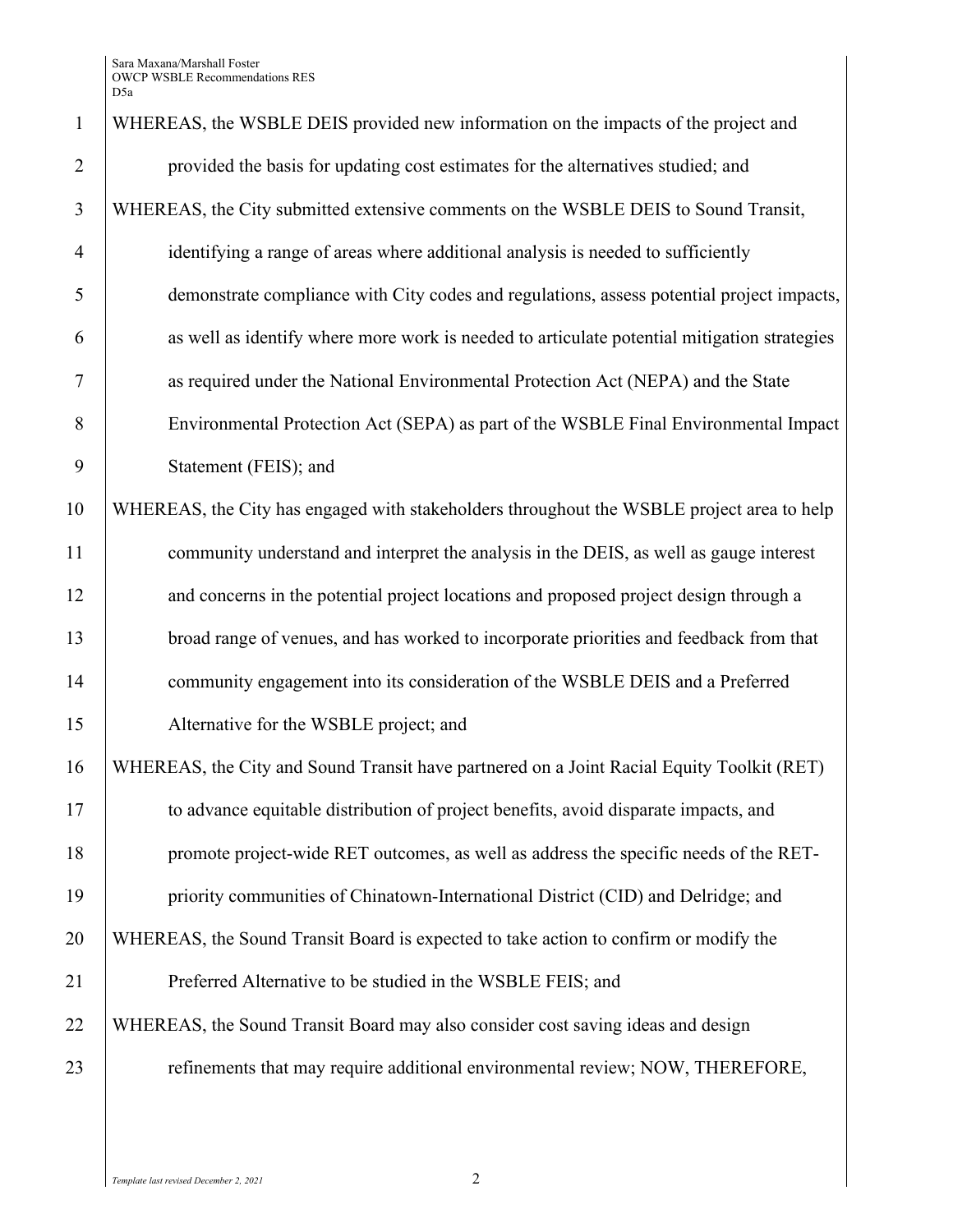WHEREAS, the WSBLE DEIS provided new information on the impacts of the project and provided the basis for updating cost estimates for the alternatives studied; and

WHEREAS, the City submitted extensive comments on the WSBLE DEIS to Sound Transit, identifying a range of areas where additional analysis is needed to sufficiently demonstrate compliance with City codes and regulations, assess potential project impacts, as well as identify where more work is needed to articulate potential mitigation strategies as required under the National Environmental Protection Act (NEPA) and the State Environmental Protection Act (SEPA) as part of the WSBLE Final Environmental Impact Statement (FEIS); and

WHEREAS, the City has engaged with stakeholders throughout the WSBLE project area to help community understand and interpret the analysis in the DEIS, as well as gauge interest and concerns in the potential project locations and proposed project design through a broad range of venues, and has worked to incorporate priorities and feedback from that community engagement into its consideration of the WSBLE DEIS and a Preferred Alternative for the WSBLE project; and

WHEREAS, the City and Sound Transit have partnered on a Joint Racial Equity Toolkit (RET) to advance equitable distribution of project benefits, avoid disparate impacts, and promote project-wide RET outcomes, as well as address the specific needs of the RET-priority communities of Chinatown-International District (CID) and Delridge; and

WHEREAS, the Sound Transit Board is expected to take action to confirm or modify the Preferred Alternative to be studied in the WSBLE FEIS; and

WHEREAS, the Sound Transit Board may also consider cost saving ideas and design refinements that may require additional environmental review; NOW, THEREFORE,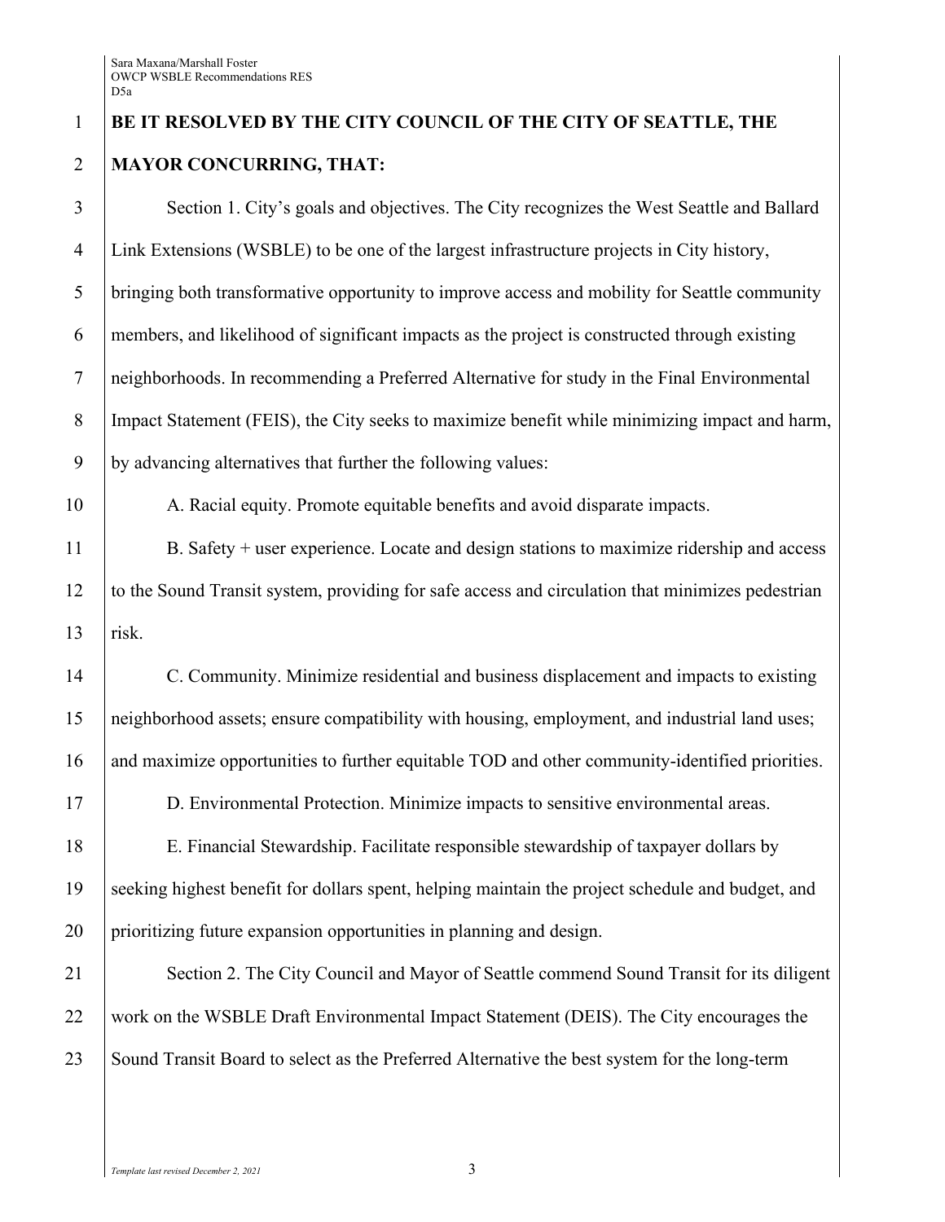**BE IT RESOLVED BY THE CITY COUNCIL OF THE CITY OF SEATTLE, THE MAYOR CONCURRING, THAT:**

Section 1. City's goals and objectives. The City recognizes the West Seattle and Ballard Link Extensions (WSBLE) to be one of the largest infrastructure projects in City history, bringing both transformative opportunity to improve access and mobility for Seattle community members, and likelihood of significant impacts as the project is constructed through existing neighborhoods. In recommending a Preferred Alternative for study in the Final Environmental Impact Statement (FEIS), the City seeks to maximize benefit while minimizing impact and harm, by advancing alternatives that further the following values:

A. Racial equity. Promote equitable benefits and avoid disparate impacts.

B. Safety + user experience. Locate and design stations to maximize ridership and access to the Sound Transit system, providing for safe access and circulation that minimizes pedestrian risk.

C. Community. Minimize residential and business displacement and impacts to existing neighborhood assets; ensure compatibility with housing, employment, and industrial land uses; and maximize opportunities to further equitable TOD and other community-identified priorities.

D. Environmental Protection. Minimize impacts to sensitive environmental areas.

E. Financial Stewardship. Facilitate responsible stewardship of taxpayer dollars by seeking highest benefit for dollars spent, helping maintain the project schedule and budget, and prioritizing future expansion opportunities in planning and design.

Section 2. The City Council and Mayor of Seattle commend Sound Transit for its diligent work on the WSBLE Draft Environmental Impact Statement (DEIS). The City encourages the Sound Transit Board to select as the Preferred Alternative the best system for the long-term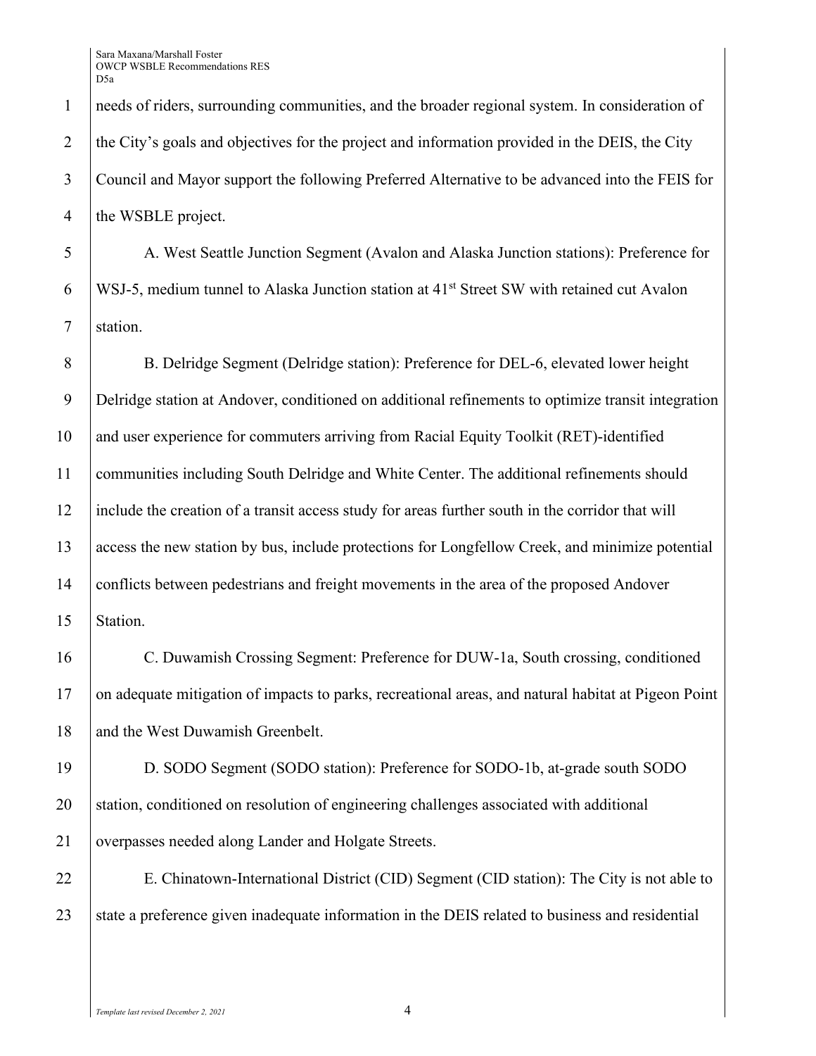needs of riders, surrounding communities, and the broader regional system. In consideration of the City's goals and objectives for the project and information provided in the DEIS, the City Council and Mayor support the following Preferred Alternative to be advanced into the FEIS for the WSBLE project.

A. West Seattle Junction Segment (Avalon and Alaska Junction stations): Preference for WSJ-5, medium tunnel to Alaska Junction station at 41st Street SW with retained cut Avalon station.

B. Delridge Segment (Delridge station): Preference for DEL-6, elevated lower height Delridge station at Andover, conditioned on additional refinements to optimize transit integration and user experience for commuters arriving from Racial Equity Toolkit (RET)-identified communities including South Delridge and White Center. The additional refinements should include the creation of a transit access study for areas further south in the corridor that will access the new station by bus, include protections for Longfellow Creek, and minimize potential conflicts between pedestrians and freight movements in the area of the proposed Andover Station.

C. Duwamish Crossing Segment: Preference for DUW-1a, South crossing, conditioned on adequate mitigation of impacts to parks, recreational areas, and natural habitat at Pigeon Point and the West Duwamish Greenbelt.

D. SODO Segment (SODO station): Preference for SODO-1b, at-grade south SODO station, conditioned on resolution of engineering challenges associated with additional overpasses needed along Lander and Holgate Streets.

E. Chinatown-International District (CID) Segment (CID station): The City is not able to state a preference given inadequate information in the DEIS related to business and residential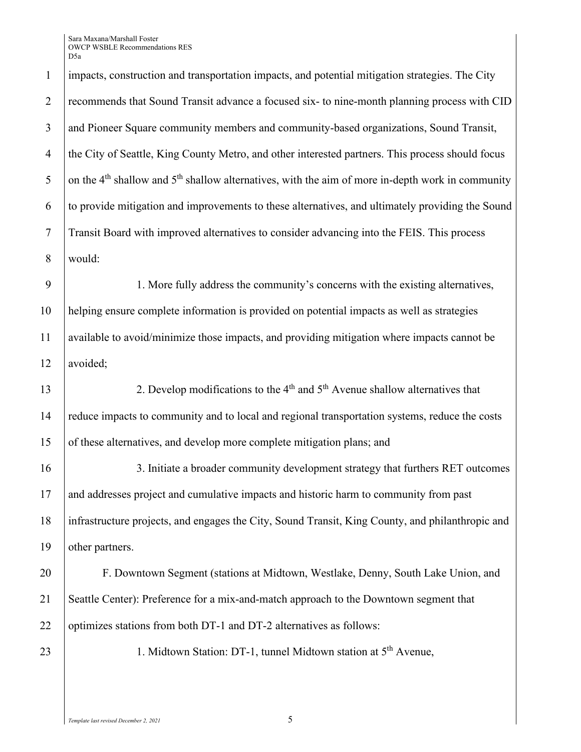impacts, construction and transportation impacts, and potential mitigation strategies. The City recommends that Sound Transit advance a focused six- to nine-month planning process with CID and Pioneer Square community members and community-based organizations, Sound Transit, the City of Seattle, King County Metro, and other interested partners. This process should focus on the 4th shallow and 5th shallow alternatives, with the aim of more in-depth work in community to provide mitigation and improvements to these alternatives, and ultimately providing the Sound Transit Board with improved alternatives to consider advancing into the FEIS. This process would:

1. More fully address the community's concerns with the existing alternatives, helping ensure complete information is provided on potential impacts as well as strategies available to avoid/minimize those impacts, and providing mitigation where impacts cannot be avoided;

2. Develop modifications to the 4th and 5th Avenue shallow alternatives that reduce impacts to community and to local and regional transportation systems, reduce the costs of these alternatives, and develop more complete mitigation plans; and

3. Initiate a broader community development strategy that furthers RET outcomes and addresses project and cumulative impacts and historic harm to community from past infrastructure projects, and engages the City, Sound Transit, King County, and philanthropic and other partners.

F. Downtown Segment (stations at Midtown, Westlake, Denny, South Lake Union, and Seattle Center): Preference for a mix-and-match approach to the Downtown segment that optimizes stations from both DT-1 and DT-2 alternatives as follows:

1. Midtown Station: DT-1, tunnel Midtown station at 5th Avenue,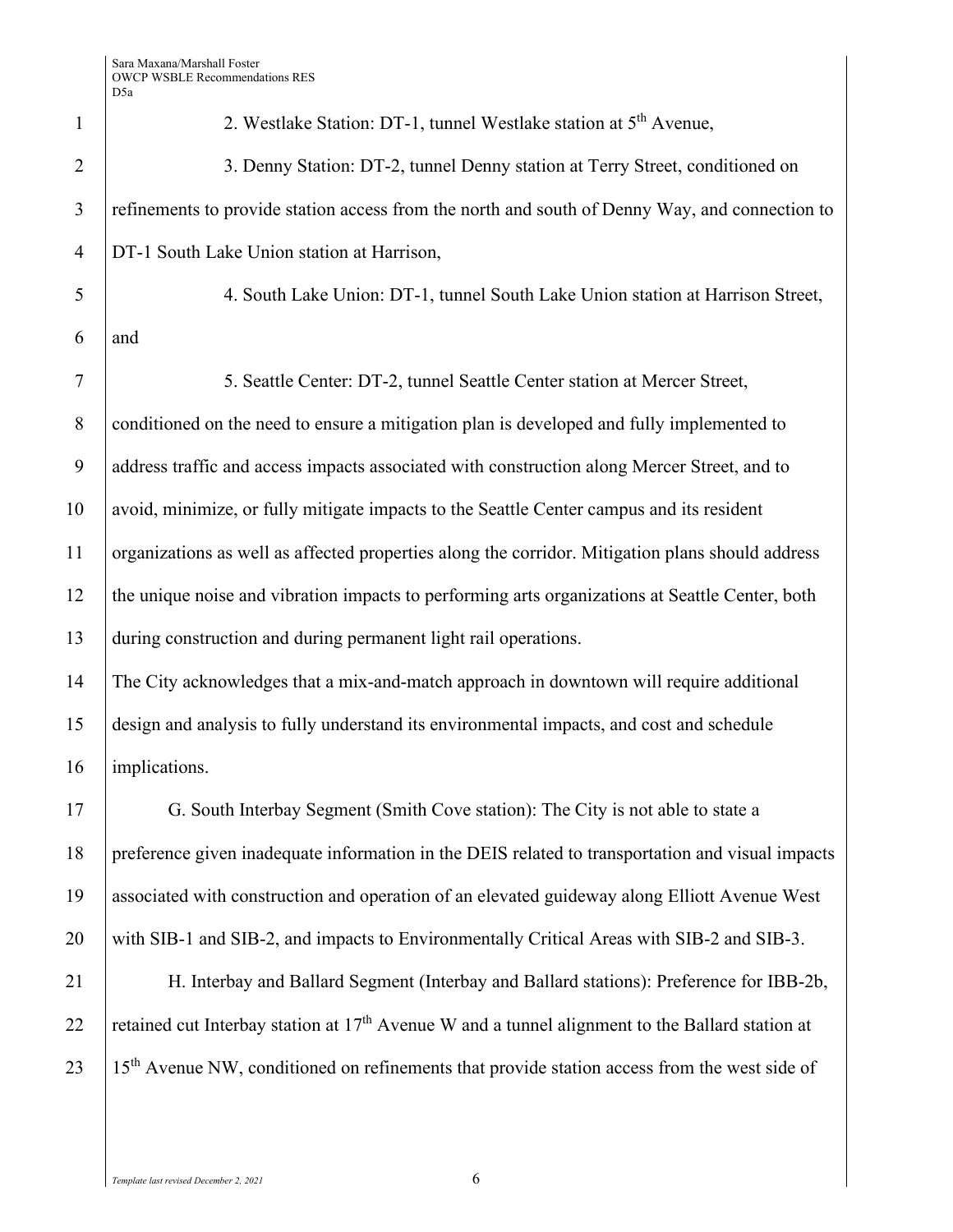2. Westlake Station: DT-1, tunnel Westlake station at 5th Avenue,

3. Denny Station: DT-2, tunnel Denny station at Terry Street, conditioned on refinements to provide station access from the north and south of Denny Way, and connection to DT-1 South Lake Union station at Harrison,

4. South Lake Union: DT-1, tunnel South Lake Union station at Harrison Street, and

5. Seattle Center: DT-2, tunnel Seattle Center station at Mercer Street, conditioned on the need to ensure a mitigation plan is developed and fully implemented to address traffic and access impacts associated with construction along Mercer Street, and to avoid, minimize, or fully mitigate impacts to the Seattle Center campus and its resident organizations as well as affected properties along the corridor. Mitigation plans should address the unique noise and vibration impacts to performing arts organizations at Seattle Center, both during construction and during permanent light rail operations.

The City acknowledges that a mix-and-match approach in downtown will require additional design and analysis to fully understand its environmental impacts, and cost and schedule implications.

G. South Interbay Segment (Smith Cove station): The City is not able to state a preference given inadequate information in the DEIS related to transportation and visual impacts associated with construction and operation of an elevated guideway along Elliott Avenue West with SIB-1 and SIB-2, and impacts to Environmentally Critical Areas with SIB-2 and SIB-3.

H. Interbay and Ballard Segment (Interbay and Ballard stations): Preference for IBB-2b, retained cut Interbay station at 17th Avenue W and a tunnel alignment to the Ballard station at 15th Avenue NW, conditioned on refinements that provide station access from the west side of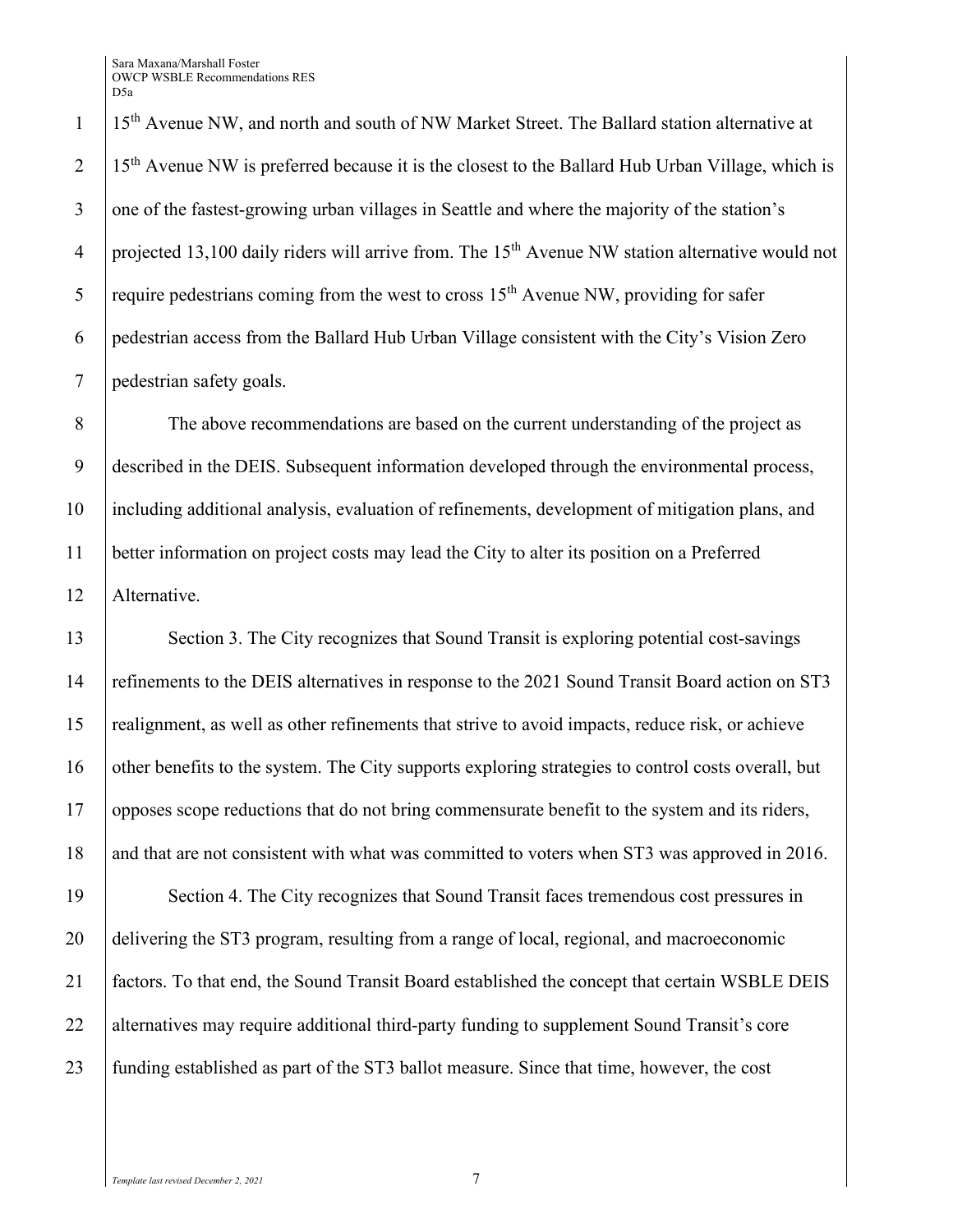15th Avenue NW, and north and south of NW Market Street. The Ballard station alternative at 15th Avenue NW is preferred because it is the closest to the Ballard Hub Urban Village, which is one of the fastest-growing urban villages in Seattle and where the majority of the station's projected 13,100 daily riders will arrive from. The 15th Avenue NW station alternative would not require pedestrians coming from the west to cross 15th Avenue NW, providing for safer pedestrian access from the Ballard Hub Urban Village consistent with the City's Vision Zero pedestrian safety goals.

The above recommendations are based on the current understanding of the project as described in the DEIS. Subsequent information developed through the environmental process, including additional analysis, evaluation of refinements, development of mitigation plans, and better information on project costs may lead the City to alter its position on a Preferred Alternative.

Section 3. The City recognizes that Sound Transit is exploring potential cost-savings refinements to the DEIS alternatives in response to the 2021 Sound Transit Board action on ST3 realignment, as well as other refinements that strive to avoid impacts, reduce risk, or achieve other benefits to the system. The City supports exploring strategies to control costs overall, but opposes scope reductions that do not bring commensurate benefit to the system and its riders, and that are not consistent with what was committed to voters when ST3 was approved in 2016.

Section 4. The City recognizes that Sound Transit faces tremendous cost pressures in delivering the ST3 program, resulting from a range of local, regional, and macroeconomic factors. To that end, the Sound Transit Board established the concept that certain WSBLE DEIS alternatives may require additional third-party funding to supplement Sound Transit's core funding established as part of the ST3 ballot measure. Since that time, however, the cost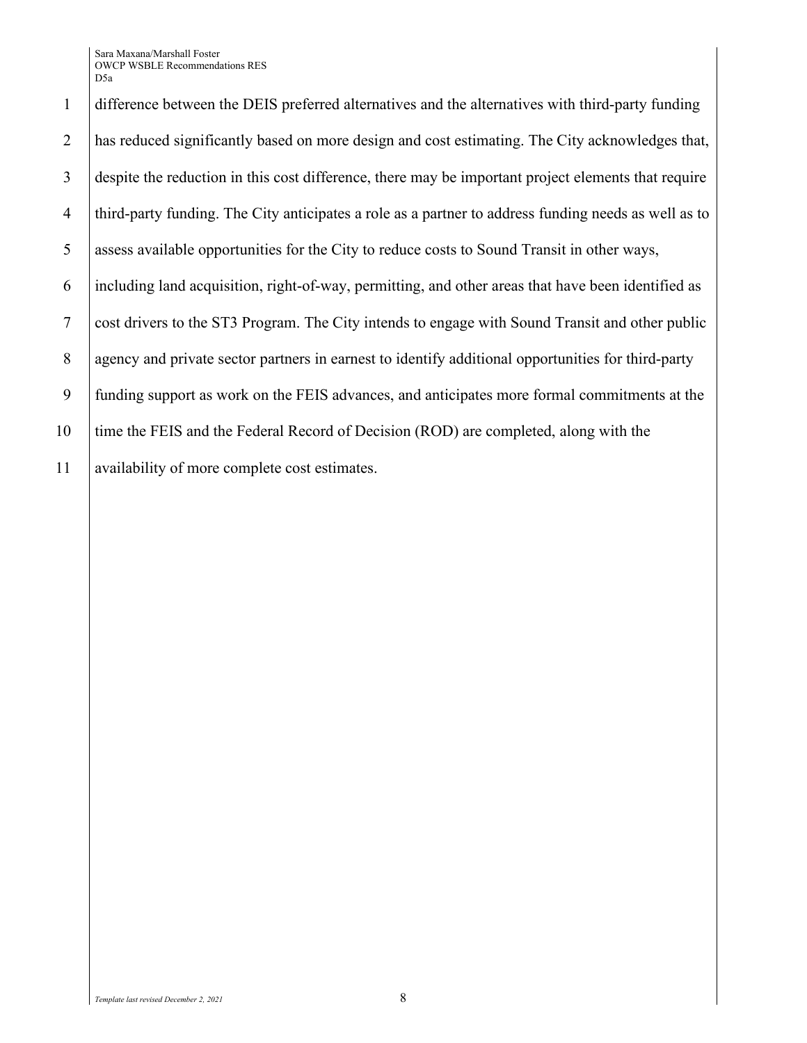difference between the DEIS preferred alternatives and the alternatives with third-party funding has reduced significantly based on more design and cost estimating. The City acknowledges that, despite the reduction in this cost difference, there may be important project elements that require third-party funding. The City anticipates a role as a partner to address funding needs as well as to assess available opportunities for the City to reduce costs to Sound Transit in other ways, including land acquisition, right-of-way, permitting, and other areas that have been identified as cost drivers to the ST3 Program. The City intends to engage with Sound Transit and other public agency and private sector partners in earnest to identify additional opportunities for third-party funding support as work on the FEIS advances, and anticipates more formal commitments at the time the FEIS and the Federal Record of Decision (ROD) are completed, along with the availability of more complete cost estimates.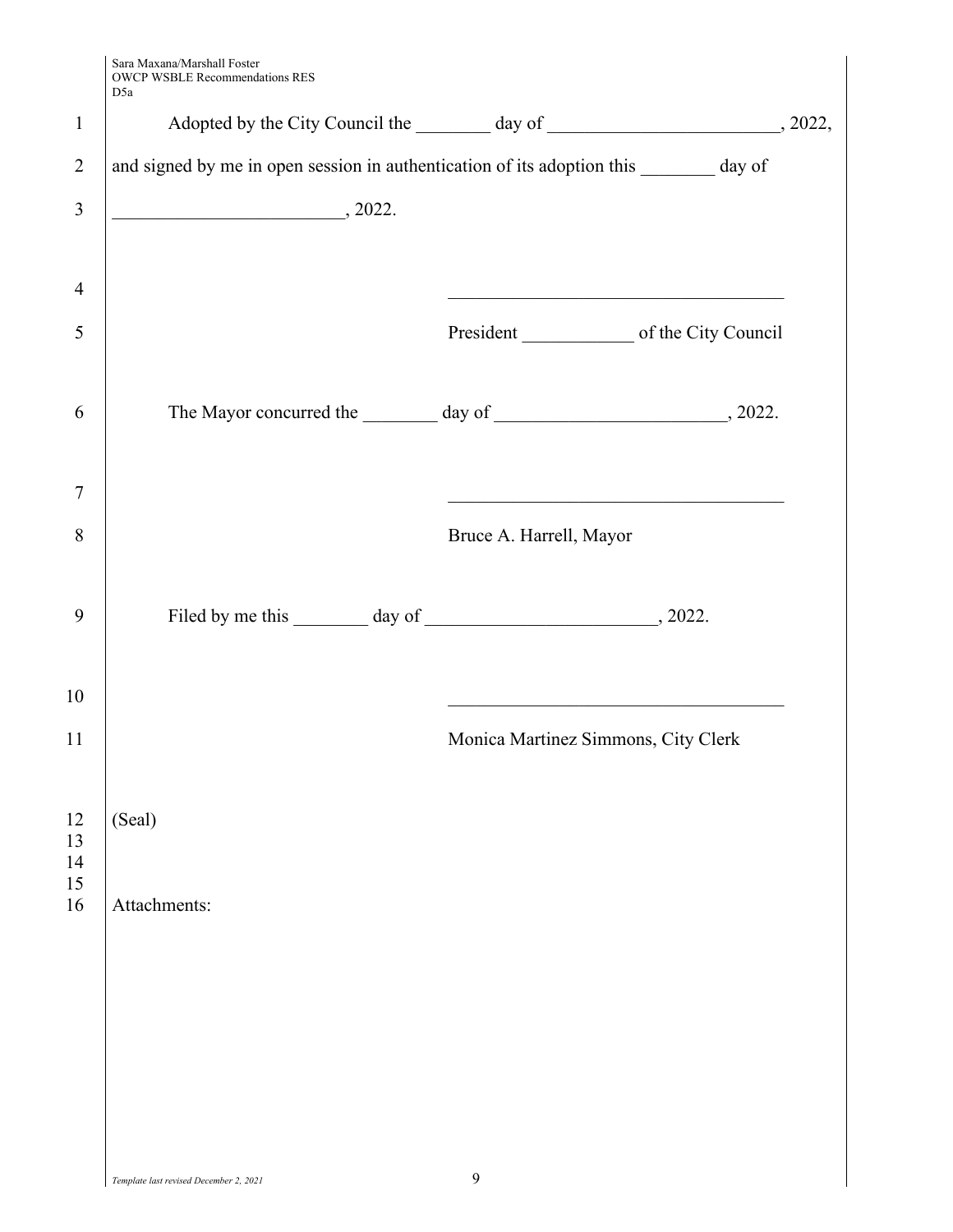Adopted by the City Council the ________ day of ________________________, 2022, and signed by me in open session in authentication of its adoption this ________ day of ________________________, 2022.

____________________________________

President ____________ of the City Council

The Mayor concurred the ________ day of ________________________, 2022.

____________________________________

Bruce A. Harrell, Mayor

Filed by me this ________ day of ________________________, 2022.

____________________________________

Monica Martinez Simmons, City Clerk

(Seal)

Attachments: